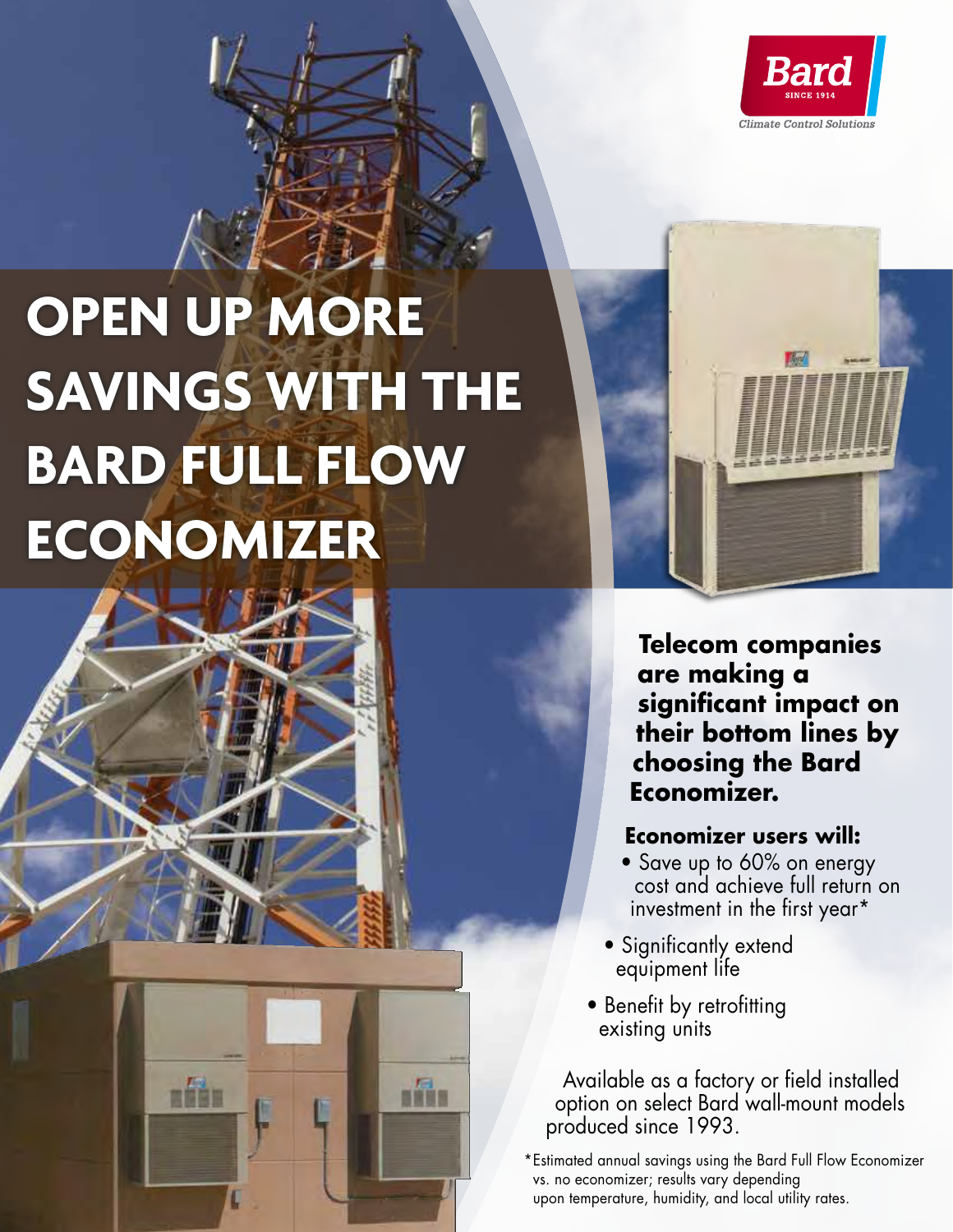Bard
SINCE 1914
*Climate Control Solutions*

# OPEN UP MORE SAVINGS WITH THE BARD FULL FLOW ECONOMIZER

**Telecom companies are making a significant impact on their bottom lines by choosing the Bard Economizer.**

**Economizer users will:**

- Save up to 60% on energy cost and achieve full return on investment in the first year*
- Significantly extend equipment life
- Benefit by retrofitting existing units

Available as a factory or field installed option on select Bard wall-mount models produced since 1993.

*Estimated annual savings using the Bard Full Flow Economizer vs. no economizer; results vary depending upon temperature, humidity, and local utility rates.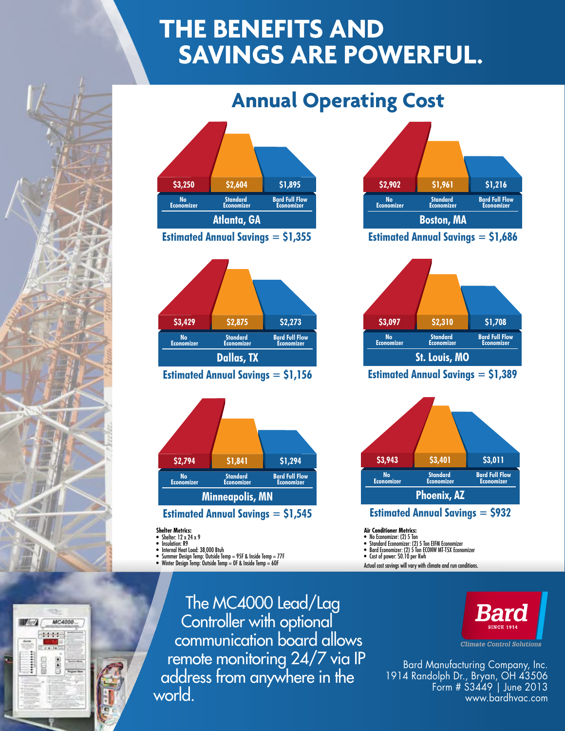# THE BENEFITS AND SAVINGS ARE POWERFUL.

## Annual Operating Cost

$3,250
$2,604
$1,895
No Economizer
Standard Economizer
Bard Full Flow Economizer
Atlanta, GA

**Estimated Annual Savings = $1,355**

$2,902
$1,961
$1,216
No Economizer
Standard Economizer
Bard Full Flow Economizer
Boston, MA

**Estimated Annual Savings = $1,686**

$3,429
$2,875
$2,273
No Economizer
Standard Economizer
Bard Full Flow Economizer
Dallas, TX

**Estimated Annual Savings = $1,156**

$3,097
$2,310
$1,708
No Economizer
Standard Economizer
Bard Full Flow Economizer
St. Louis, MO

**Estimated Annual Savings = $1,389**

$2,794
$1,841
$1,294
No Economizer
Standard Economizer
Bard Full Flow Economizer
Minneapolis, MN

**Estimated Annual Savings = $1,545**

$3,943
$3,401
$3,011
No Economizer
Standard Economizer
Bard Full Flow Economizer
Phoenix, AZ

**Estimated Annual Savings = $932**

**Shelter Metrics:**

- Shelter: 12 x 24 x 9
- Insulation: R9
- Internal Heat Load: 38,000 Btuh
- Summer Design Temp: Outside Temp = 95F & Inside Temp = 77F
- Winter Design Temp: Outside Temp = 0F & Inside Temp = 60F

**Air Conditioner Metrics:**

- No Economizer: (2) 5 Ton
- Standard Economizer: (2) 5 Ton EIFM Economizer
- Bard Economizer: (2) 5 Ton ECONW MT-T5X Economizer
- Cost of power: $0.10 per Kwh

Actual cost savings will vary with climate and run conditions.

The MC4000 Lead/Lag Controller with optional communication board allows remote monitoring 24/7 via IP address from anywhere in the world.

Bard
SINCE 1914
*Climate Control Solutions*

Bard Manufacturing Company, Inc.
1914 Randolph Dr., Bryan, OH 43506
Form # S3449 | June 2013
www.bardhvac.com